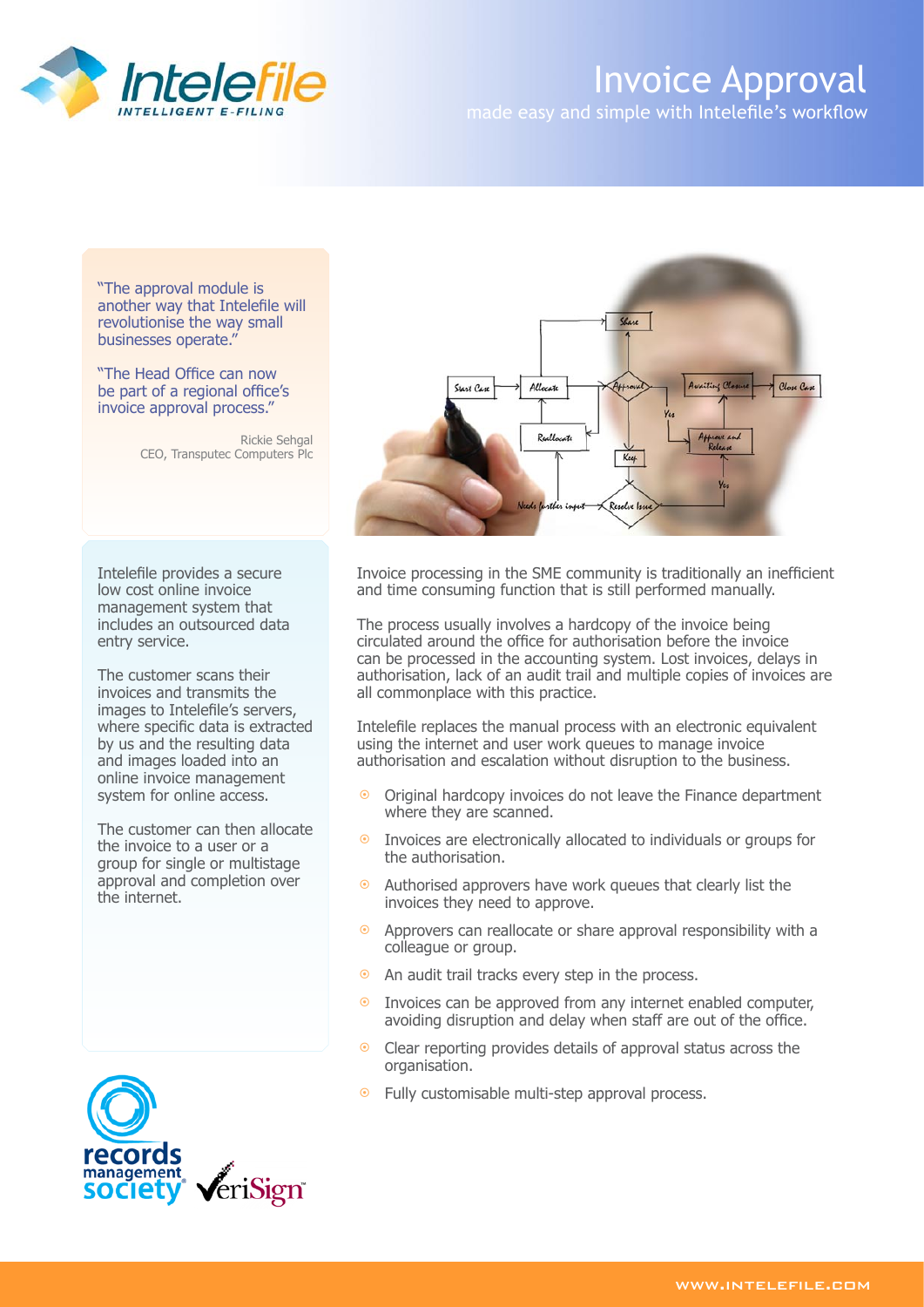# Invoice Approval

made easy and simple with Intelefile's workflow

"The approval module is another way that Intelefile will revolutionise the way small businesses operate."

"The Head Office can now be part of a regional office's invoice approval process."

Rickie Sehgal
CEO, Transputec Computers Plc

Intelefile provides a secure low cost online invoice management system that includes an outsourced data entry service.

The customer scans their invoices and transmits the images to Intelefile's servers, where specific data is extracted by us and the resulting data and images loaded into an online invoice management system for online access.

The customer can then allocate the invoice to a user or a group for single or multistage approval and completion over the internet.

Invoice processing in the SME community is traditionally an inefficient and time consuming function that is still performed manually.

The process usually involves a hardcopy of the invoice being circulated around the office for authorisation before the invoice can be processed in the accounting system. Lost invoices, delays in authorisation, lack of an audit trail and multiple copies of invoices are all commonplace with this practice.

Intelefile replaces the manual process with an electronic equivalent using the internet and user work queues to manage invoice authorisation and escalation without disruption to the business.

- Original hardcopy invoices do not leave the Finance department where they are scanned.
- Invoices are electronically allocated to individuals or groups for the authorisation.
- Authorised approvers have work queues that clearly list the invoices they need to approve.
- Approvers can reallocate or share approval responsibility with a colleague or group.
- An audit trail tracks every step in the process.
- Invoices can be approved from any internet enabled computer, avoiding disruption and delay when staff are out of the office.
- Clear reporting provides details of approval status across the organisation.
- Fully customisable multi-step approval process.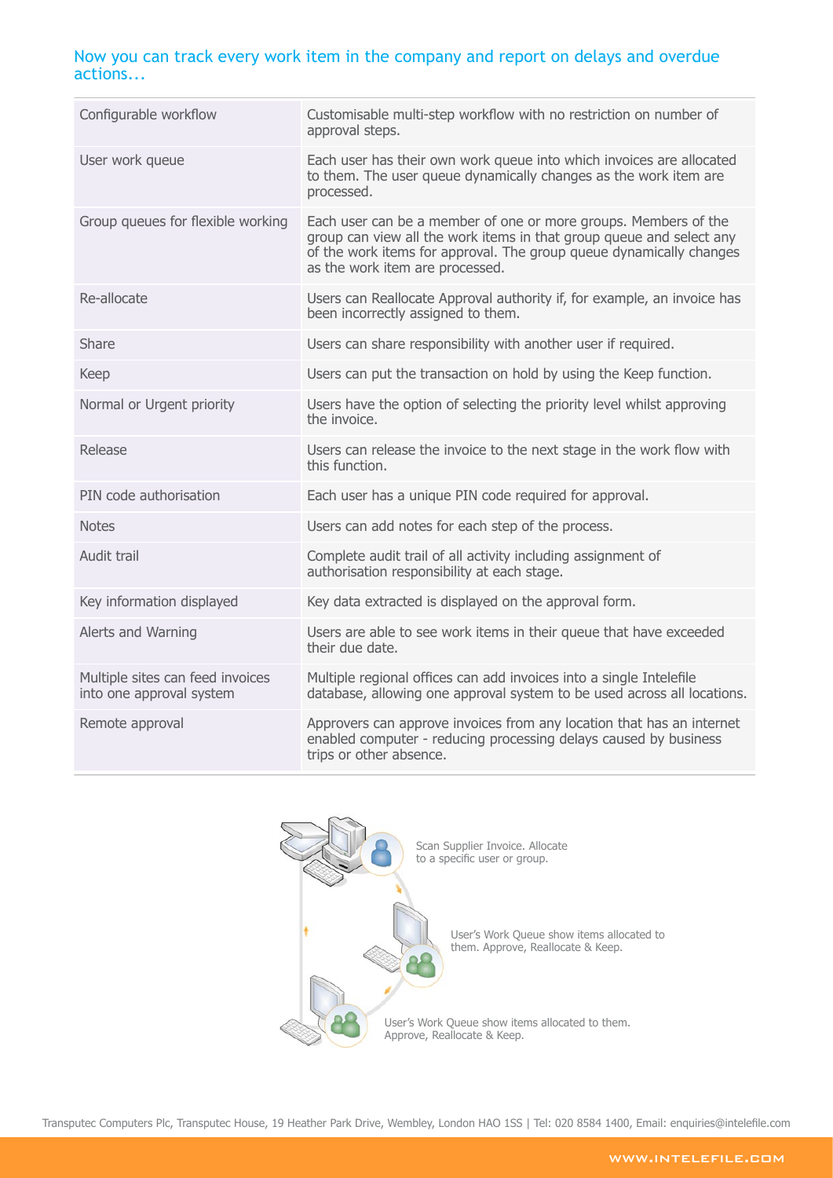## Now you can track every work item in the company and report on delays and overdue actions...

| | |
|---|---|
| Configurable workflow | Customisable multi-step workflow with no restriction on number of approval steps. |
| User work queue | Each user has their own work queue into which invoices are allocated to them. The user queue dynamically changes as the work item are processed. |
| Group queues for flexible working | Each user can be a member of one or more groups. Members of the group can view all the work items in that group queue and select any of the work items for approval. The group queue dynamically changes as the work item are processed. |
| Re-allocate | Users can Reallocate Approval authority if, for example, an invoice has been incorrectly assigned to them. |
| Share | Users can share responsibility with another user if required. |
| Keep | Users can put the transaction on hold by using the Keep function. |
| Normal or Urgent priority | Users have the option of selecting the priority level whilst approving the invoice. |
| Release | Users can release the invoice to the next stage in the work flow with this function. |
| PIN code authorisation | Each user has a unique PIN code required for approval. |
| Notes | Users can add notes for each step of the process. |
| Audit trail | Complete audit trail of all activity including assignment of authorisation responsibility at each stage. |
| Key information displayed | Key data extracted is displayed on the approval form. |
| Alerts and Warning | Users are able to see work items in their queue that have exceeded their due date. |
| Multiple sites can feed invoices into one approval system | Multiple regional offices can add invoices into a single Intelefile database, allowing one approval system to be used across all locations. |
| Remote approval | Approvers can approve invoices from any location that has an internet enabled computer - reducing processing delays caused by business trips or other absence. |

Scan Supplier Invoice. Allocate to a specific user or group.

User's Work Queue show items allocated to them. Approve, Reallocate & Keep.

User's Work Queue show items allocated to them. Approve, Reallocate & Keep.

Transputec Computers Plc, Transputec House, 19 Heather Park Drive, Wembley, London HAO 1SS | Tel: 020 8584 1400, Email: enquiries@intelefile.com

WWW.INTELEFILE.COM